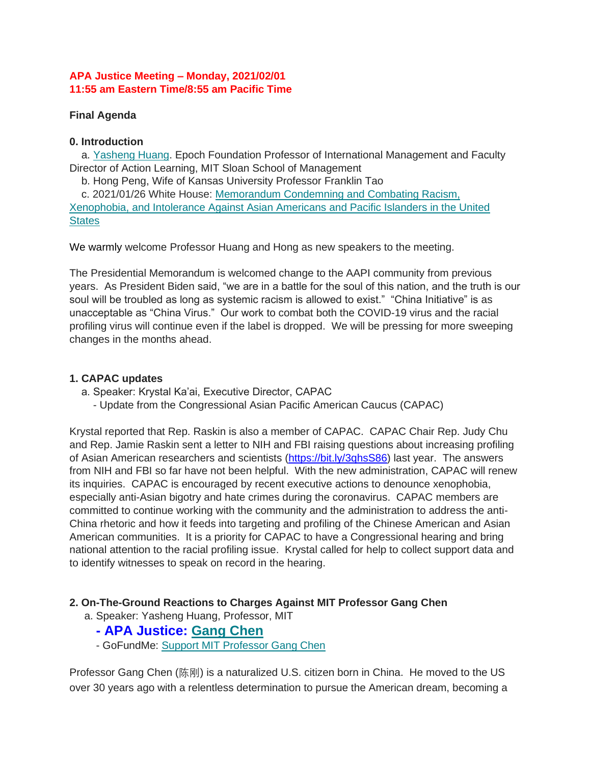**APA Justice Meeting – Monday, 2021/02/01**
**11:55 am Eastern Time/8:55 am Pacific Time**

**Final Agenda**

**0. Introduction**

   a. Yasheng Huang. Epoch Foundation Professor of International Management and Faculty Director of Action Learning, MIT Sloan School of Management
   b. Hong Peng, Wife of Kansas University Professor Franklin Tao
   c. 2021/01/26 White House: Memorandum Condemning and Combating Racism, Xenophobia, and Intolerance Against Asian Americans and Pacific Islanders in the United States

We warmly welcome Professor Huang and Hong as new speakers to the meeting.

The Presidential Memorandum is welcomed change to the AAPI community from previous years. As President Biden said, "we are in a battle for the soul of this nation, and the truth is our soul will be troubled as long as systemic racism is allowed to exist." "China Initiative" is as unacceptable as "China Virus." Our work to combat both the COVID-19 virus and the racial profiling virus will continue even if the label is dropped. We will be pressing for more sweeping changes in the months ahead.

**1. CAPAC updates**

   a. Speaker: Krystal Ka'ai, Executive Director, CAPAC
      - Update from the Congressional Asian Pacific American Caucus (CAPAC)

Krystal reported that Rep. Raskin is also a member of CAPAC. CAPAC Chair Rep. Judy Chu and Rep. Jamie Raskin sent a letter to NIH and FBI raising questions about increasing profiling of Asian American researchers and scientists (https://bit.ly/3qhsS86) last year. The answers from NIH and FBI so far have not been helpful. With the new administration, CAPAC will renew its inquiries. CAPAC is encouraged by recent executive actions to denounce xenophobia, especially anti-Asian bigotry and hate crimes during the coronavirus. CAPAC members are committed to continue working with the community and the administration to address the anti-China rhetoric and how it feeds into targeting and profiling of the Chinese American and Asian American communities. It is a priority for CAPAC to have a Congressional hearing and bring national attention to the racial profiling issue. Krystal called for help to collect support data and to identify witnesses to speak on record in the hearing.

**2. On-The-Ground Reactions to Charges Against MIT Professor Gang Chen**

   a. Speaker: Yasheng Huang, Professor, MIT
      **- APA Justice: Gang Chen**
      - GoFundMe: Support MIT Professor Gang Chen

Professor Gang Chen (陈刚) is a naturalized U.S. citizen born in China. He moved to the US over 30 years ago with a relentless determination to pursue the American dream, becoming a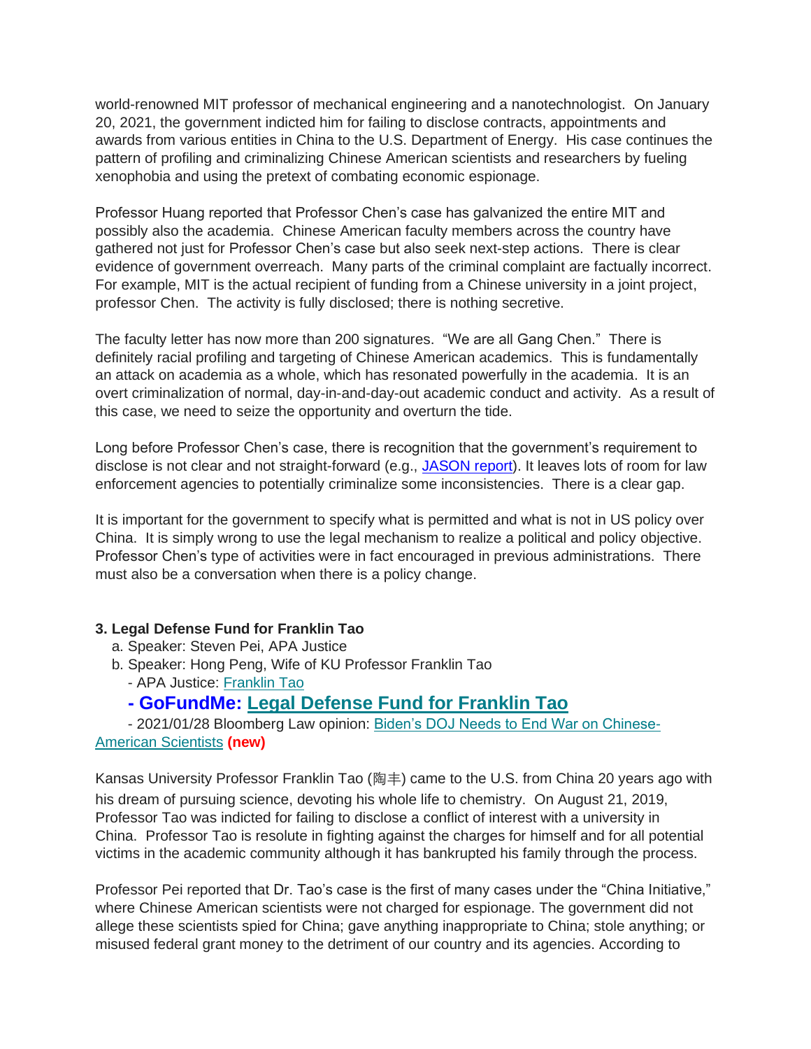world-renowned MIT professor of mechanical engineering and a nanotechnologist. On January 20, 2021, the government indicted him for failing to disclose contracts, appointments and awards from various entities in China to the U.S. Department of Energy. His case continues the pattern of profiling and criminalizing Chinese American scientists and researchers by fueling xenophobia and using the pretext of combating economic espionage.

Professor Huang reported that Professor Chen's case has galvanized the entire MIT and possibly also the academia. Chinese American faculty members across the country have gathered not just for Professor Chen's case but also seek next-step actions. There is clear evidence of government overreach. Many parts of the criminal complaint are factually incorrect. For example, MIT is the actual recipient of funding from a Chinese university in a joint project, professor Chen. The activity is fully disclosed; there is nothing secretive.

The faculty letter has now more than 200 signatures. "We are all Gang Chen." There is definitely racial profiling and targeting of Chinese American academics. This is fundamentally an attack on academia as a whole, which has resonated powerfully in the academia. It is an overt criminalization of normal, day-in-and-day-out academic conduct and activity. As a result of this case, we need to seize the opportunity and overturn the tide.

Long before Professor Chen's case, there is recognition that the government's requirement to disclose is not clear and not straight-forward (e.g., JASON report). It leaves lots of room for law enforcement agencies to potentially criminalize some inconsistencies. There is a clear gap.

It is important for the government to specify what is permitted and what is not in US policy over China. It is simply wrong to use the legal mechanism to realize a political and policy objective. Professor Chen's type of activities were in fact encouraged in previous administrations. There must also be a conversation when there is a policy change.

**3. Legal Defense Fund for Franklin Tao**

a. Speaker: Steven Pei, APA Justice
b. Speaker: Hong Peng, Wife of KU Professor Franklin Tao
- APA Justice: Franklin Tao
- **GoFundMe: Legal Defense Fund for Franklin Tao**
- 2021/01/28 Bloomberg Law opinion: Biden's DOJ Needs to End War on Chinese-American Scientists **(new)**

Kansas University Professor Franklin Tao (陶丰) came to the U.S. from China 20 years ago with his dream of pursuing science, devoting his whole life to chemistry. On August 21, 2019, Professor Tao was indicted for failing to disclose a conflict of interest with a university in China. Professor Tao is resolute in fighting against the charges for himself and for all potential victims in the academic community although it has bankrupted his family through the process.

Professor Pei reported that Dr. Tao's case is the first of many cases under the "China Initiative," where Chinese American scientists were not charged for espionage. The government did not allege these scientists spied for China; gave anything inappropriate to China; stole anything; or misused federal grant money to the detriment of our country and its agencies. According to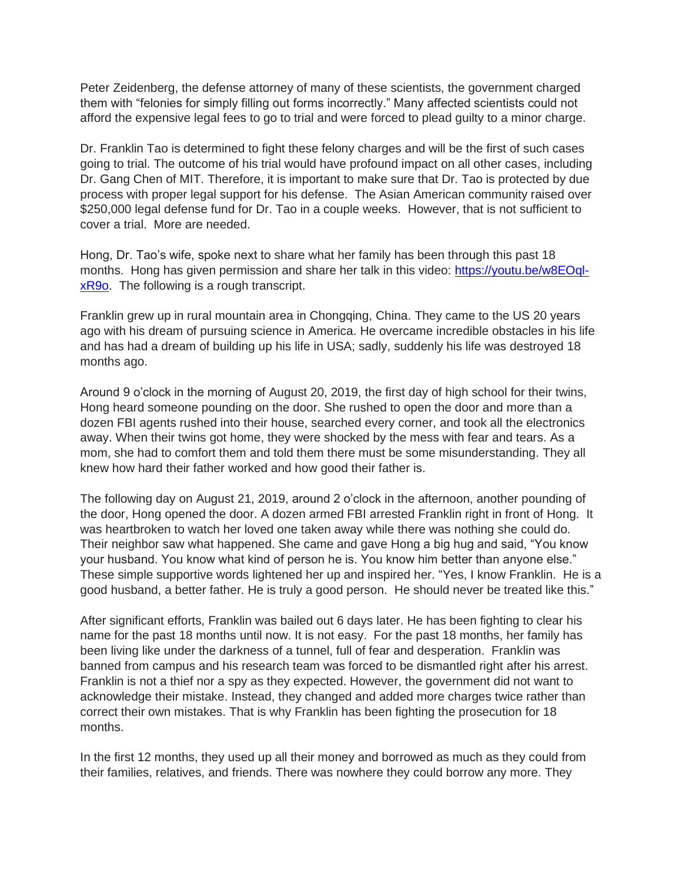Peter Zeidenberg, the defense attorney of many of these scientists, the government charged them with "felonies for simply filling out forms incorrectly." Many affected scientists could not afford the expensive legal fees to go to trial and were forced to plead guilty to a minor charge.

Dr. Franklin Tao is determined to fight these felony charges and will be the first of such cases going to trial. The outcome of his trial would have profound impact on all other cases, including Dr. Gang Chen of MIT. Therefore, it is important to make sure that Dr. Tao is protected by due process with proper legal support for his defense. The Asian American community raised over $250,000 legal defense fund for Dr. Tao in a couple weeks. However, that is not sufficient to cover a trial. More are needed.

Hong, Dr. Tao's wife, spoke next to share what her family has been through this past 18 months. Hong has given permission and share her talk in this video: [https://youtu.be/w8EOql-xR9o](https://youtu.be/w8EOql-xR9o). The following is a rough transcript.

Franklin grew up in rural mountain area in Chongqing, China. They came to the US 20 years ago with his dream of pursuing science in America. He overcame incredible obstacles in his life and has had a dream of building up his life in USA; sadly, suddenly his life was destroyed 18 months ago.

Around 9 o'clock in the morning of August 20, 2019, the first day of high school for their twins, Hong heard someone pounding on the door. She rushed to open the door and more than a dozen FBI agents rushed into their house, searched every corner, and took all the electronics away. When their twins got home, they were shocked by the mess with fear and tears. As a mom, she had to comfort them and told them there must be some misunderstanding. They all knew how hard their father worked and how good their father is.

The following day on August 21, 2019, around 2 o'clock in the afternoon, another pounding of the door, Hong opened the door. A dozen armed FBI arrested Franklin right in front of Hong. It was heartbroken to watch her loved one taken away while there was nothing she could do. Their neighbor saw what happened. She came and gave Hong a big hug and said, "You know your husband. You know what kind of person he is. You know him better than anyone else." These simple supportive words lightened her up and inspired her. "Yes, I know Franklin. He is a good husband, a better father. He is truly a good person. He should never be treated like this."

After significant efforts, Franklin was bailed out 6 days later. He has been fighting to clear his name for the past 18 months until now. It is not easy. For the past 18 months, her family has been living like under the darkness of a tunnel, full of fear and desperation. Franklin was banned from campus and his research team was forced to be dismantled right after his arrest. Franklin is not a thief nor a spy as they expected. However, the government did not want to acknowledge their mistake. Instead, they changed and added more charges twice rather than correct their own mistakes. That is why Franklin has been fighting the prosecution for 18 months.

In the first 12 months, they used up all their money and borrowed as much as they could from their families, relatives, and friends. There was nowhere they could borrow any more. They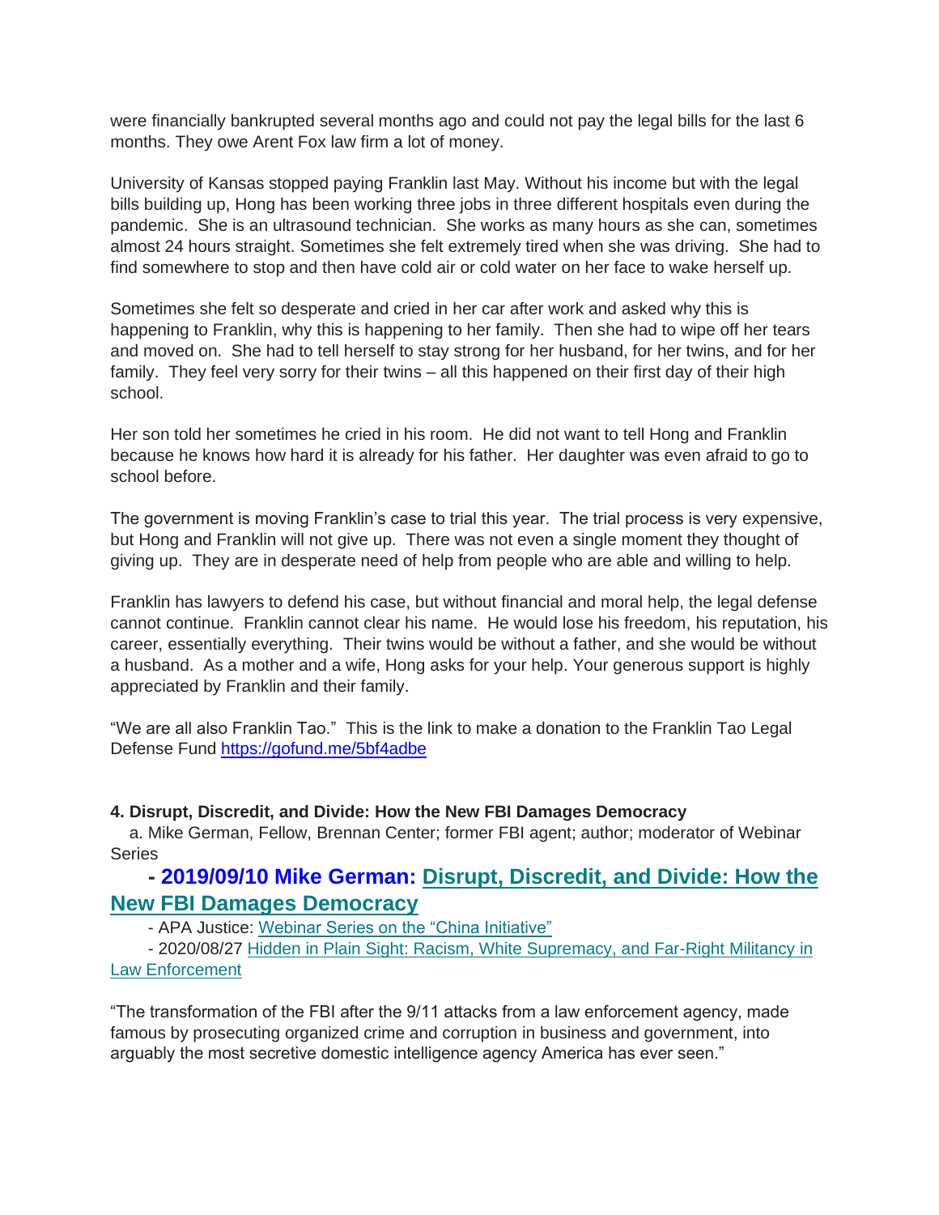were financially bankrupted several months ago and could not pay the legal bills for the last 6 months. They owe Arent Fox law firm a lot of money.

University of Kansas stopped paying Franklin last May. Without his income but with the legal bills building up, Hong has been working three jobs in three different hospitals even during the pandemic. She is an ultrasound technician. She works as many hours as she can, sometimes almost 24 hours straight. Sometimes she felt extremely tired when she was driving. She had to find somewhere to stop and then have cold air or cold water on her face to wake herself up.

Sometimes she felt so desperate and cried in her car after work and asked why this is happening to Franklin, why this is happening to her family. Then she had to wipe off her tears and moved on. She had to tell herself to stay strong for her husband, for her twins, and for her family. They feel very sorry for their twins – all this happened on their first day of their high school.

Her son told her sometimes he cried in his room. He did not want to tell Hong and Franklin because he knows how hard it is already for his father. Her daughter was even afraid to go to school before.

The government is moving Franklin's case to trial this year. The trial process is very expensive, but Hong and Franklin will not give up. There was not even a single moment they thought of giving up. They are in desperate need of help from people who are able and willing to help.

Franklin has lawyers to defend his case, but without financial and moral help, the legal defense cannot continue. Franklin cannot clear his name. He would lose his freedom, his reputation, his career, essentially everything. Their twins would be without a father, and she would be without a husband. As a mother and a wife, Hong asks for your help. Your generous support is highly appreciated by Franklin and their family.

"We are all also Franklin Tao." This is the link to make a donation to the Franklin Tao Legal Defense Fund https://gofund.me/5bf4adbe

**4. Disrupt, Discredit, and Divide: How the New FBI Damages Democracy**

a. Mike German, Fellow, Brennan Center; former FBI agent; author; moderator of Webinar Series

## - 2019/09/10 Mike German: Disrupt, Discredit, and Divide: How the New FBI Damages Democracy

- APA Justice: Webinar Series on the "China Initiative"
- 2020/08/27 Hidden in Plain Sight: Racism, White Supremacy, and Far-Right Militancy in Law Enforcement

"The transformation of the FBI after the 9/11 attacks from a law enforcement agency, made famous by prosecuting organized crime and corruption in business and government, into arguably the most secretive domestic intelligence agency America has ever seen."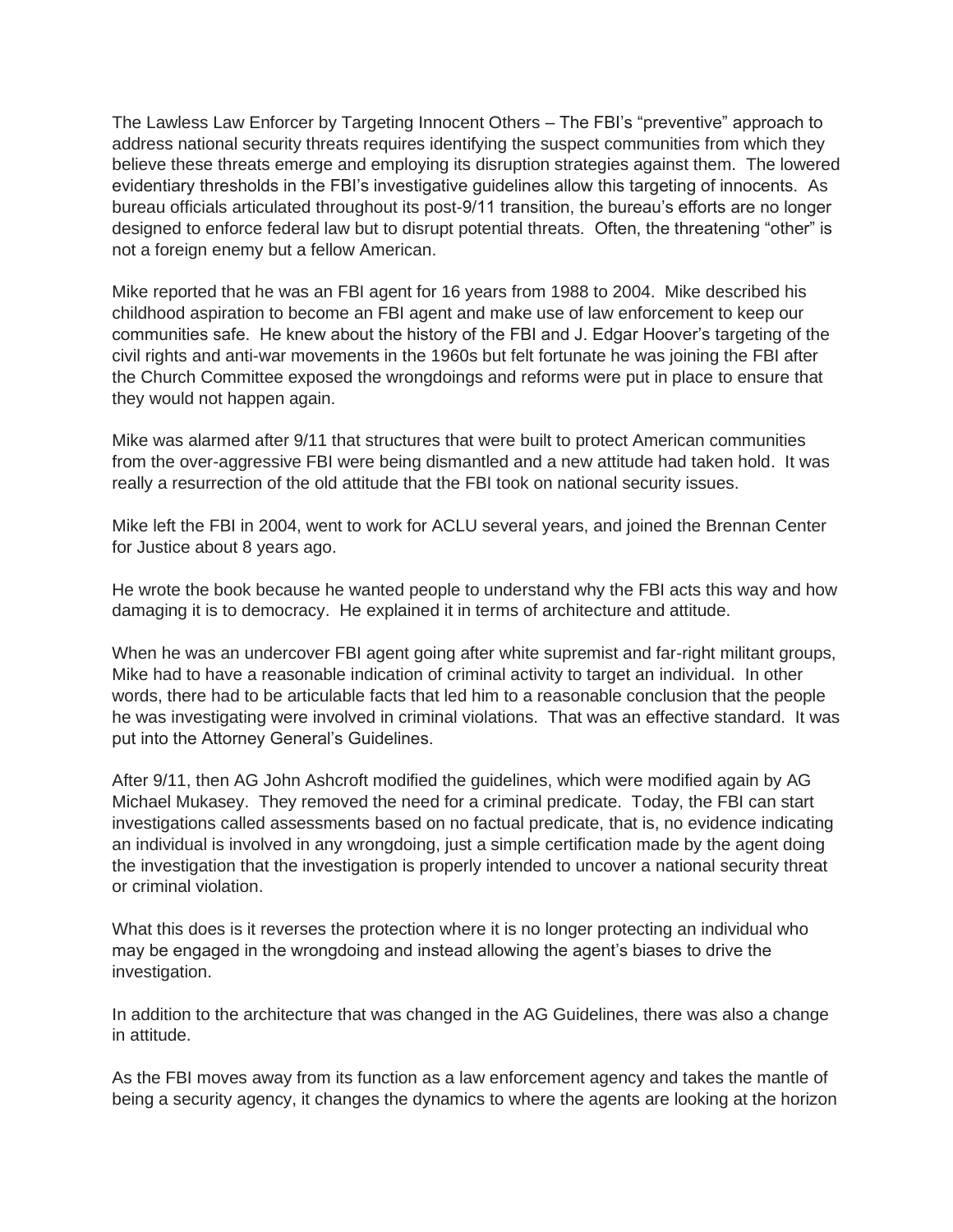The Lawless Law Enforcer by Targeting Innocent Others – The FBI's "preventive" approach to address national security threats requires identifying the suspect communities from which they believe these threats emerge and employing its disruption strategies against them. The lowered evidentiary thresholds in the FBI's investigative guidelines allow this targeting of innocents. As bureau officials articulated throughout its post-9/11 transition, the bureau's efforts are no longer designed to enforce federal law but to disrupt potential threats. Often, the threatening "other" is not a foreign enemy but a fellow American.

Mike reported that he was an FBI agent for 16 years from 1988 to 2004. Mike described his childhood aspiration to become an FBI agent and make use of law enforcement to keep our communities safe. He knew about the history of the FBI and J. Edgar Hoover's targeting of the civil rights and anti-war movements in the 1960s but felt fortunate he was joining the FBI after the Church Committee exposed the wrongdoings and reforms were put in place to ensure that they would not happen again.

Mike was alarmed after 9/11 that structures that were built to protect American communities from the over-aggressive FBI were being dismantled and a new attitude had taken hold. It was really a resurrection of the old attitude that the FBI took on national security issues.

Mike left the FBI in 2004, went to work for ACLU several years, and joined the Brennan Center for Justice about 8 years ago.

He wrote the book because he wanted people to understand why the FBI acts this way and how damaging it is to democracy. He explained it in terms of architecture and attitude.

When he was an undercover FBI agent going after white supremist and far-right militant groups, Mike had to have a reasonable indication of criminal activity to target an individual. In other words, there had to be articulable facts that led him to a reasonable conclusion that the people he was investigating were involved in criminal violations. That was an effective standard. It was put into the Attorney General's Guidelines.

After 9/11, then AG John Ashcroft modified the guidelines, which were modified again by AG Michael Mukasey. They removed the need for a criminal predicate. Today, the FBI can start investigations called assessments based on no factual predicate, that is, no evidence indicating an individual is involved in any wrongdoing, just a simple certification made by the agent doing the investigation that the investigation is properly intended to uncover a national security threat or criminal violation.

What this does is it reverses the protection where it is no longer protecting an individual who may be engaged in the wrongdoing and instead allowing the agent's biases to drive the investigation.

In addition to the architecture that was changed in the AG Guidelines, there was also a change in attitude.

As the FBI moves away from its function as a law enforcement agency and takes the mantle of being a security agency, it changes the dynamics to where the agents are looking at the horizon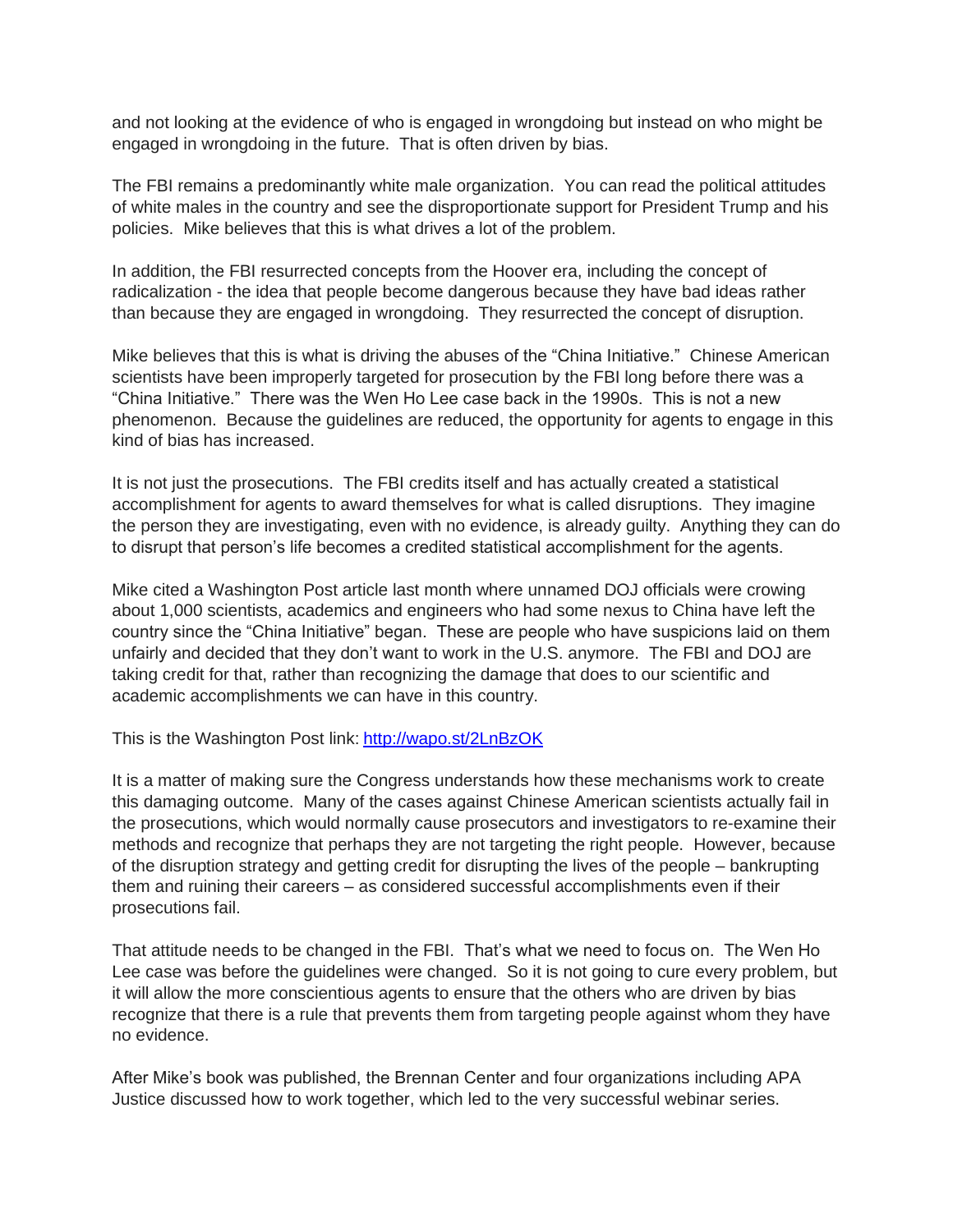and not looking at the evidence of who is engaged in wrongdoing but instead on who might be engaged in wrongdoing in the future. That is often driven by bias.

The FBI remains a predominantly white male organization. You can read the political attitudes of white males in the country and see the disproportionate support for President Trump and his policies. Mike believes that this is what drives a lot of the problem.

In addition, the FBI resurrected concepts from the Hoover era, including the concept of radicalization - the idea that people become dangerous because they have bad ideas rather than because they are engaged in wrongdoing. They resurrected the concept of disruption.

Mike believes that this is what is driving the abuses of the "China Initiative." Chinese American scientists have been improperly targeted for prosecution by the FBI long before there was a "China Initiative." There was the Wen Ho Lee case back in the 1990s. This is not a new phenomenon. Because the guidelines are reduced, the opportunity for agents to engage in this kind of bias has increased.

It is not just the prosecutions. The FBI credits itself and has actually created a statistical accomplishment for agents to award themselves for what is called disruptions. They imagine the person they are investigating, even with no evidence, is already guilty. Anything they can do to disrupt that person's life becomes a credited statistical accomplishment for the agents.

Mike cited a Washington Post article last month where unnamed DOJ officials were crowing about 1,000 scientists, academics and engineers who had some nexus to China have left the country since the "China Initiative" began. These are people who have suspicions laid on them unfairly and decided that they don't want to work in the U.S. anymore. The FBI and DOJ are taking credit for that, rather than recognizing the damage that does to our scientific and academic accomplishments we can have in this country.

This is the Washington Post link: [http://wapo.st/2LnBzOK](http://wapo.st/2LnBzOK)

It is a matter of making sure the Congress understands how these mechanisms work to create this damaging outcome. Many of the cases against Chinese American scientists actually fail in the prosecutions, which would normally cause prosecutors and investigators to re-examine their methods and recognize that perhaps they are not targeting the right people. However, because of the disruption strategy and getting credit for disrupting the lives of the people – bankrupting them and ruining their careers – as considered successful accomplishments even if their prosecutions fail.

That attitude needs to be changed in the FBI. That's what we need to focus on. The Wen Ho Lee case was before the guidelines were changed. So it is not going to cure every problem, but it will allow the more conscientious agents to ensure that the others who are driven by bias recognize that there is a rule that prevents them from targeting people against whom they have no evidence.

After Mike's book was published, the Brennan Center and four organizations including APA Justice discussed how to work together, which led to the very successful webinar series.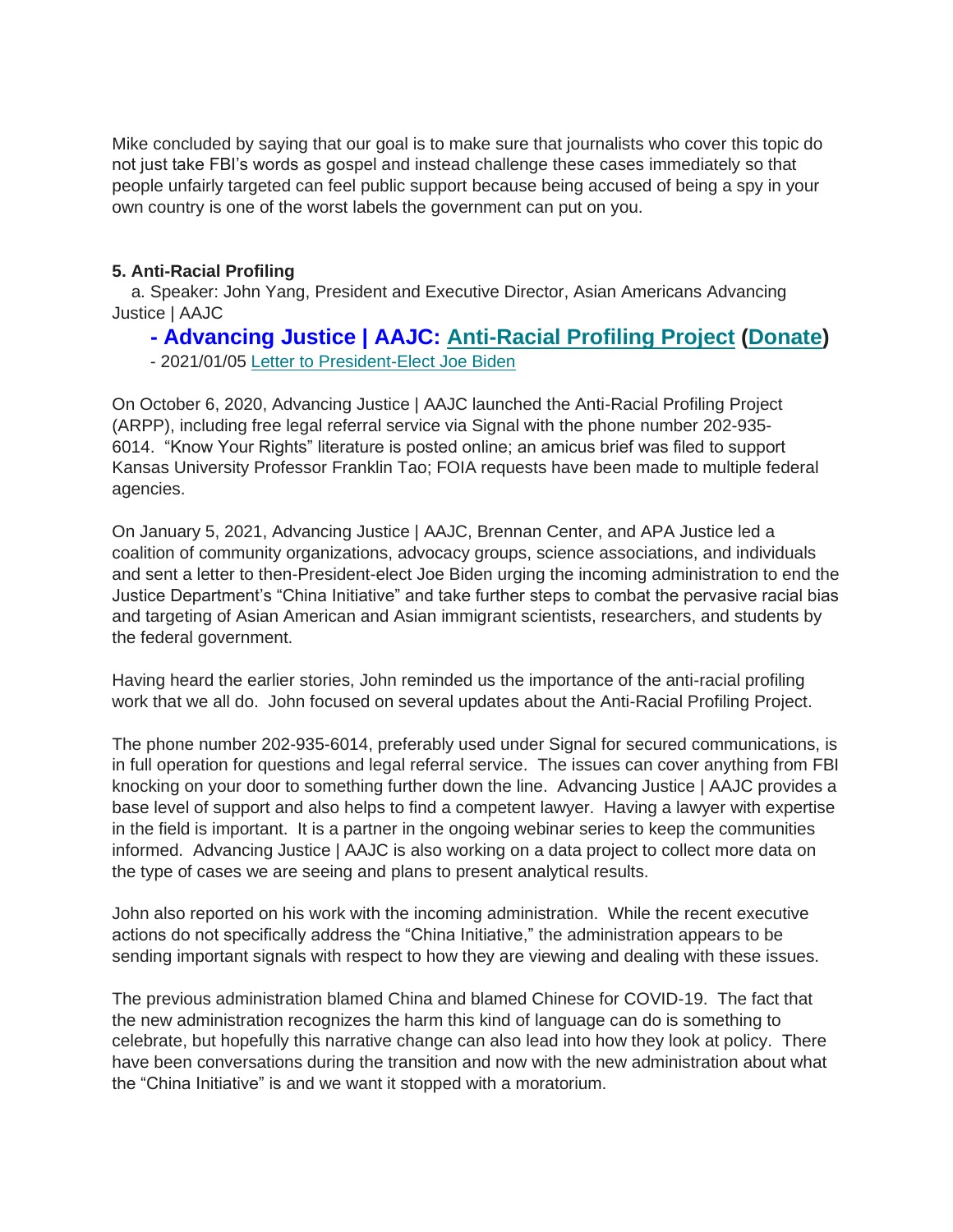Mike concluded by saying that our goal is to make sure that journalists who cover this topic do not just take FBI's words as gospel and instead challenge these cases immediately so that people unfairly targeted can feel public support because being accused of being a spy in your own country is one of the worst labels the government can put on you.

**5. Anti-Racial Profiling**

a. Speaker: John Yang, President and Executive Director, Asian Americans Advancing Justice | AAJC

**- Advancing Justice | AAJC: Anti-Racial Profiling Project (Donate)**

- 2021/01/05 Letter to President-Elect Joe Biden

On October 6, 2020, Advancing Justice | AAJC launched the Anti-Racial Profiling Project (ARPP), including free legal referral service via Signal with the phone number 202-935-6014. "Know Your Rights" literature is posted online; an amicus brief was filed to support Kansas University Professor Franklin Tao; FOIA requests have been made to multiple federal agencies.

On January 5, 2021, Advancing Justice | AAJC, Brennan Center, and APA Justice led a coalition of community organizations, advocacy groups, science associations, and individuals and sent a letter to then-President-elect Joe Biden urging the incoming administration to end the Justice Department's "China Initiative" and take further steps to combat the pervasive racial bias and targeting of Asian American and Asian immigrant scientists, researchers, and students by the federal government.

Having heard the earlier stories, John reminded us the importance of the anti-racial profiling work that we all do. John focused on several updates about the Anti-Racial Profiling Project.

The phone number 202-935-6014, preferably used under Signal for secured communications, is in full operation for questions and legal referral service. The issues can cover anything from FBI knocking on your door to something further down the line. Advancing Justice | AAJC provides a base level of support and also helps to find a competent lawyer. Having a lawyer with expertise in the field is important. It is a partner in the ongoing webinar series to keep the communities informed. Advancing Justice | AAJC is also working on a data project to collect more data on the type of cases we are seeing and plans to present analytical results.

John also reported on his work with the incoming administration. While the recent executive actions do not specifically address the "China Initiative," the administration appears to be sending important signals with respect to how they are viewing and dealing with these issues.

The previous administration blamed China and blamed Chinese for COVID-19. The fact that the new administration recognizes the harm this kind of language can do is something to celebrate, but hopefully this narrative change can also lead into how they look at policy. There have been conversations during the transition and now with the new administration about what the "China Initiative" is and we want it stopped with a moratorium.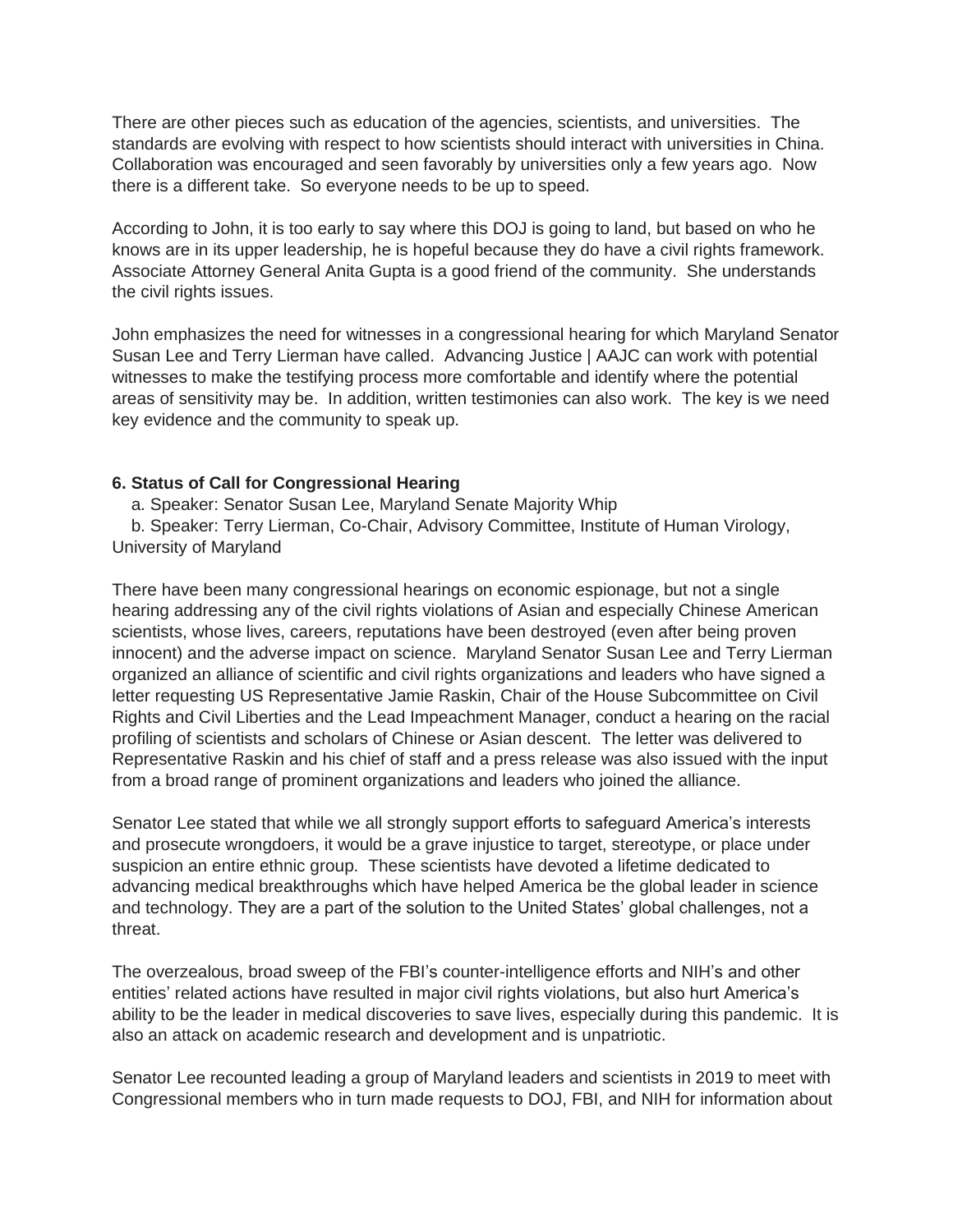There are other pieces such as education of the agencies, scientists, and universities. The standards are evolving with respect to how scientists should interact with universities in China. Collaboration was encouraged and seen favorably by universities only a few years ago. Now there is a different take. So everyone needs to be up to speed.

According to John, it is too early to say where this DOJ is going to land, but based on who he knows are in its upper leadership, he is hopeful because they do have a civil rights framework. Associate Attorney General Anita Gupta is a good friend of the community. She understands the civil rights issues.

John emphasizes the need for witnesses in a congressional hearing for which Maryland Senator Susan Lee and Terry Lierman have called. Advancing Justice | AAJC can work with potential witnesses to make the testifying process more comfortable and identify where the potential areas of sensitivity may be. In addition, written testimonies can also work. The key is we need key evidence and the community to speak up.

**6. Status of Call for Congressional Hearing**

a. Speaker: Senator Susan Lee, Maryland Senate Majority Whip

b. Speaker: Terry Lierman, Co-Chair, Advisory Committee, Institute of Human Virology, University of Maryland

There have been many congressional hearings on economic espionage, but not a single hearing addressing any of the civil rights violations of Asian and especially Chinese American scientists, whose lives, careers, reputations have been destroyed (even after being proven innocent) and the adverse impact on science. Maryland Senator Susan Lee and Terry Lierman organized an alliance of scientific and civil rights organizations and leaders who have signed a letter requesting US Representative Jamie Raskin, Chair of the House Subcommittee on Civil Rights and Civil Liberties and the Lead Impeachment Manager, conduct a hearing on the racial profiling of scientists and scholars of Chinese or Asian descent. The letter was delivered to Representative Raskin and his chief of staff and a press release was also issued with the input from a broad range of prominent organizations and leaders who joined the alliance.

Senator Lee stated that while we all strongly support efforts to safeguard America's interests and prosecute wrongdoers, it would be a grave injustice to target, stereotype, or place under suspicion an entire ethnic group. These scientists have devoted a lifetime dedicated to advancing medical breakthroughs which have helped America be the global leader in science and technology. They are a part of the solution to the United States' global challenges, not a threat.

The overzealous, broad sweep of the FBI's counter-intelligence efforts and NIH's and other entities' related actions have resulted in major civil rights violations, but also hurt America's ability to be the leader in medical discoveries to save lives, especially during this pandemic. It is also an attack on academic research and development and is unpatriotic.

Senator Lee recounted leading a group of Maryland leaders and scientists in 2019 to meet with Congressional members who in turn made requests to DOJ, FBI, and NIH for information about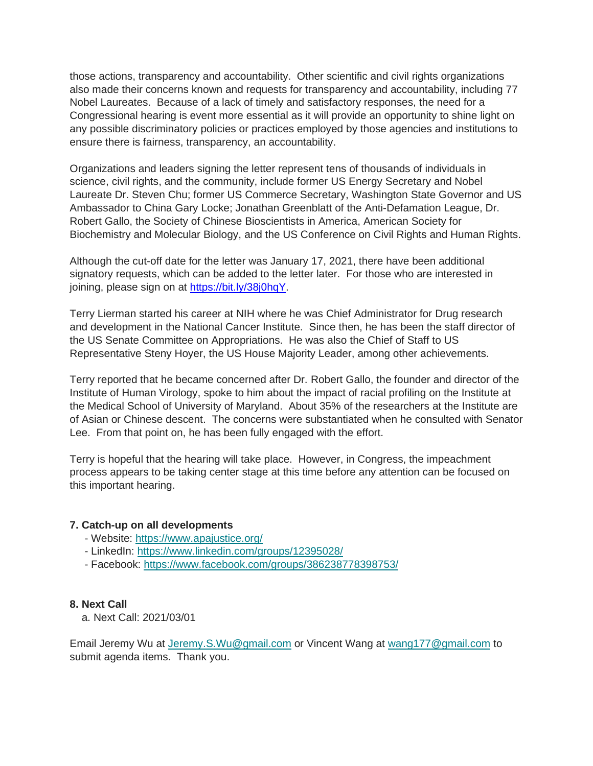those actions, transparency and accountability. Other scientific and civil rights organizations also made their concerns known and requests for transparency and accountability, including 77 Nobel Laureates. Because of a lack of timely and satisfactory responses, the need for a Congressional hearing is event more essential as it will provide an opportunity to shine light on any possible discriminatory policies or practices employed by those agencies and institutions to ensure there is fairness, transparency, an accountability.

Organizations and leaders signing the letter represent tens of thousands of individuals in science, civil rights, and the community, include former US Energy Secretary and Nobel Laureate Dr. Steven Chu; former US Commerce Secretary, Washington State Governor and US Ambassador to China Gary Locke; Jonathan Greenblatt of the Anti-Defamation League, Dr. Robert Gallo, the Society of Chinese Bioscientists in America, American Society for Biochemistry and Molecular Biology, and the US Conference on Civil Rights and Human Rights.

Although the cut-off date for the letter was January 17, 2021, there have been additional signatory requests, which can be added to the letter later. For those who are interested in joining, please sign on at [https://bit.ly/38j0hqY](https://bit.ly/38j0hqY).

Terry Lierman started his career at NIH where he was Chief Administrator for Drug research and development in the National Cancer Institute. Since then, he has been the staff director of the US Senate Committee on Appropriations. He was also the Chief of Staff to US Representative Steny Hoyer, the US House Majority Leader, among other achievements.

Terry reported that he became concerned after Dr. Robert Gallo, the founder and director of the Institute of Human Virology, spoke to him about the impact of racial profiling on the Institute at the Medical School of University of Maryland. About 35% of the researchers at the Institute are of Asian or Chinese descent. The concerns were substantiated when he consulted with Senator Lee. From that point on, he has been fully engaged with the effort.

Terry is hopeful that the hearing will take place. However, in Congress, the impeachment process appears to be taking center stage at this time before any attention can be focused on this important hearing.

**7. Catch-up on all developments**

- Website: [https://www.apajustice.org/](https://www.apajustice.org/)
- LinkedIn: [https://www.linkedin.com/groups/12395028/](https://www.linkedin.com/groups/12395028/)
- Facebook: [https://www.facebook.com/groups/386238778398753/](https://www.facebook.com/groups/386238778398753/)

**8. Next Call**

a. Next Call: 2021/03/01

Email Jeremy Wu at [Jeremy.S.Wu@gmail.com](mailto:Jeremy.S.Wu@gmail.com) or Vincent Wang at [wang177@gmail.com](mailto:wang177@gmail.com) to submit agenda items. Thank you.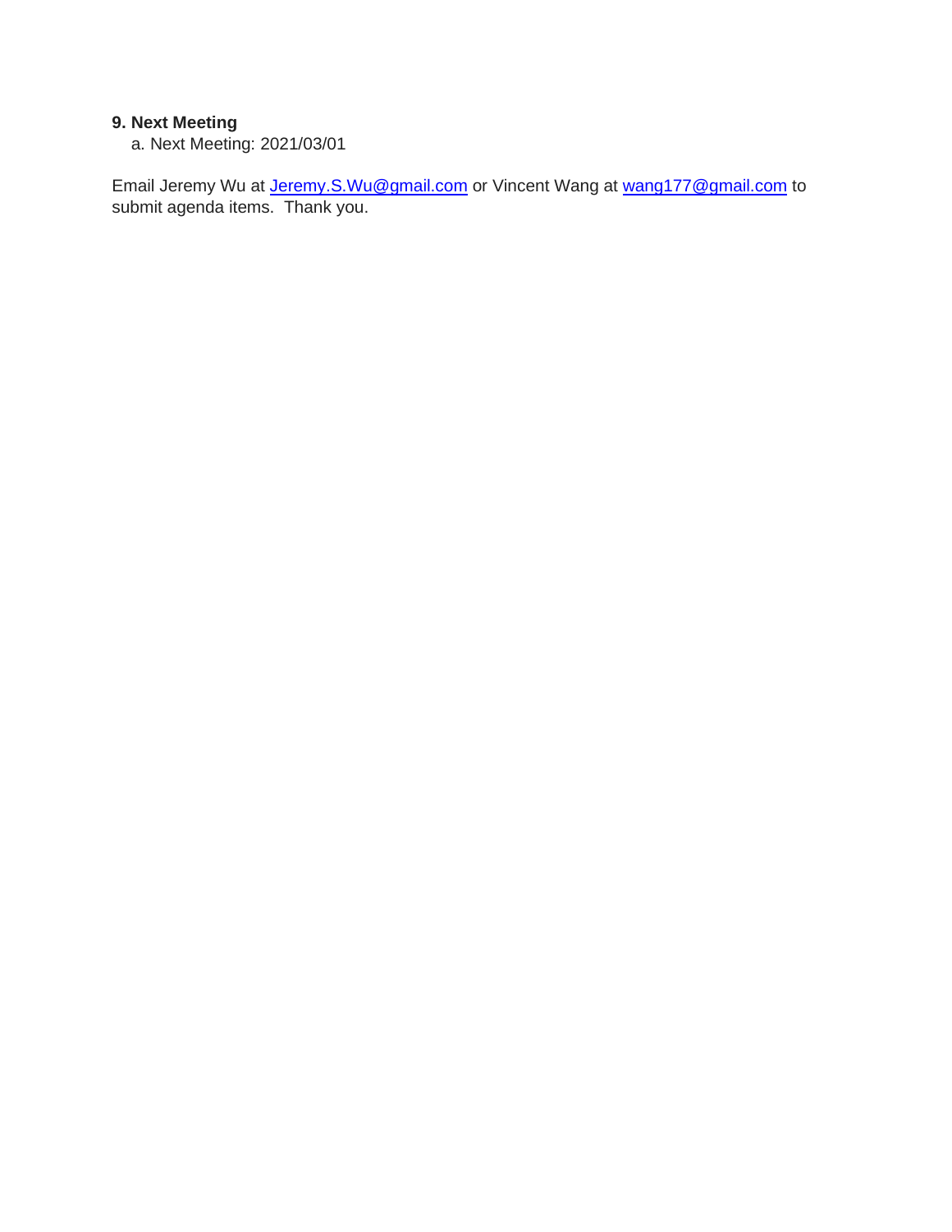**9. Next Meeting**

a. Next Meeting: 2021/03/01

Email Jeremy Wu at Jeremy.S.Wu@gmail.com or Vincent Wang at wang177@gmail.com to submit agenda items. Thank you.